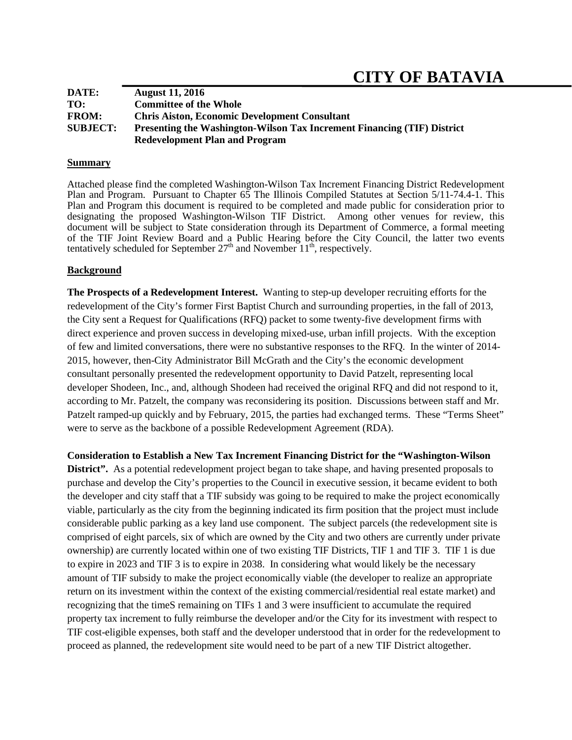# CITY OF BATAVIA

**DATE:** August 11, 2016
**TO:** Committee of the Whole
**FROM:** Chris Aiston, Economic Development Consultant
**SUBJECT:** Presenting the Washington-Wilson Tax Increment Financing (TIF) District Redevelopment Plan and Program

## Summary

Attached please find the completed Washington-Wilson Tax Increment Financing District Redevelopment Plan and Program. Pursuant to Chapter 65 The Illinois Compiled Statutes at Section 5/11-74.4-1. This Plan and Program this document is required to be completed and made public for consideration prior to designating the proposed Washington-Wilson TIF District. Among other venues for review, this document will be subject to State consideration through its Department of Commerce, a formal meeting of the TIF Joint Review Board and a Public Hearing before the City Council, the latter two events tentatively scheduled for September 27th and November 11th, respectively.

## Background

**The Prospects of a Redevelopment Interest.** Wanting to step-up developer recruiting efforts for the redevelopment of the City's former First Baptist Church and surrounding properties, in the fall of 2013, the City sent a Request for Qualifications (RFQ) packet to some twenty-five development firms with direct experience and proven success in developing mixed-use, urban infill projects. With the exception of few and limited conversations, there were no substantive responses to the RFQ. In the winter of 2014-2015, however, then-City Administrator Bill McGrath and the City's the economic development consultant personally presented the redevelopment opportunity to David Patzelt, representing local developer Shodeen, Inc., and, although Shodeen had received the original RFQ and did not respond to it, according to Mr. Patzelt, the company was reconsidering its position. Discussions between staff and Mr. Patzelt ramped-up quickly and by February, 2015, the parties had exchanged terms. These "Terms Sheet" were to serve as the backbone of a possible Redevelopment Agreement (RDA).

**Consideration to Establish a New Tax Increment Financing District for the "Washington-Wilson District".** As a potential redevelopment project began to take shape, and having presented proposals to purchase and develop the City's properties to the Council in executive session, it became evident to both the developer and city staff that a TIF subsidy was going to be required to make the project economically viable, particularly as the city from the beginning indicated its firm position that the project must include considerable public parking as a key land use component. The subject parcels (the redevelopment site is comprised of eight parcels, six of which are owned by the City and two others are currently under private ownership) are currently located within one of two existing TIF Districts, TIF 1 and TIF 3. TIF 1 is due to expire in 2023 and TIF 3 is to expire in 2038. In considering what would likely be the necessary amount of TIF subsidy to make the project economically viable (the developer to realize an appropriate return on its investment within the context of the existing commercial/residential real estate market) and recognizing that the timeS remaining on TIFs 1 and 3 were insufficient to accumulate the required property tax increment to fully reimburse the developer and/or the City for its investment with respect to TIF cost-eligible expenses, both staff and the developer understood that in order for the redevelopment to proceed as planned, the redevelopment site would need to be part of a new TIF District altogether.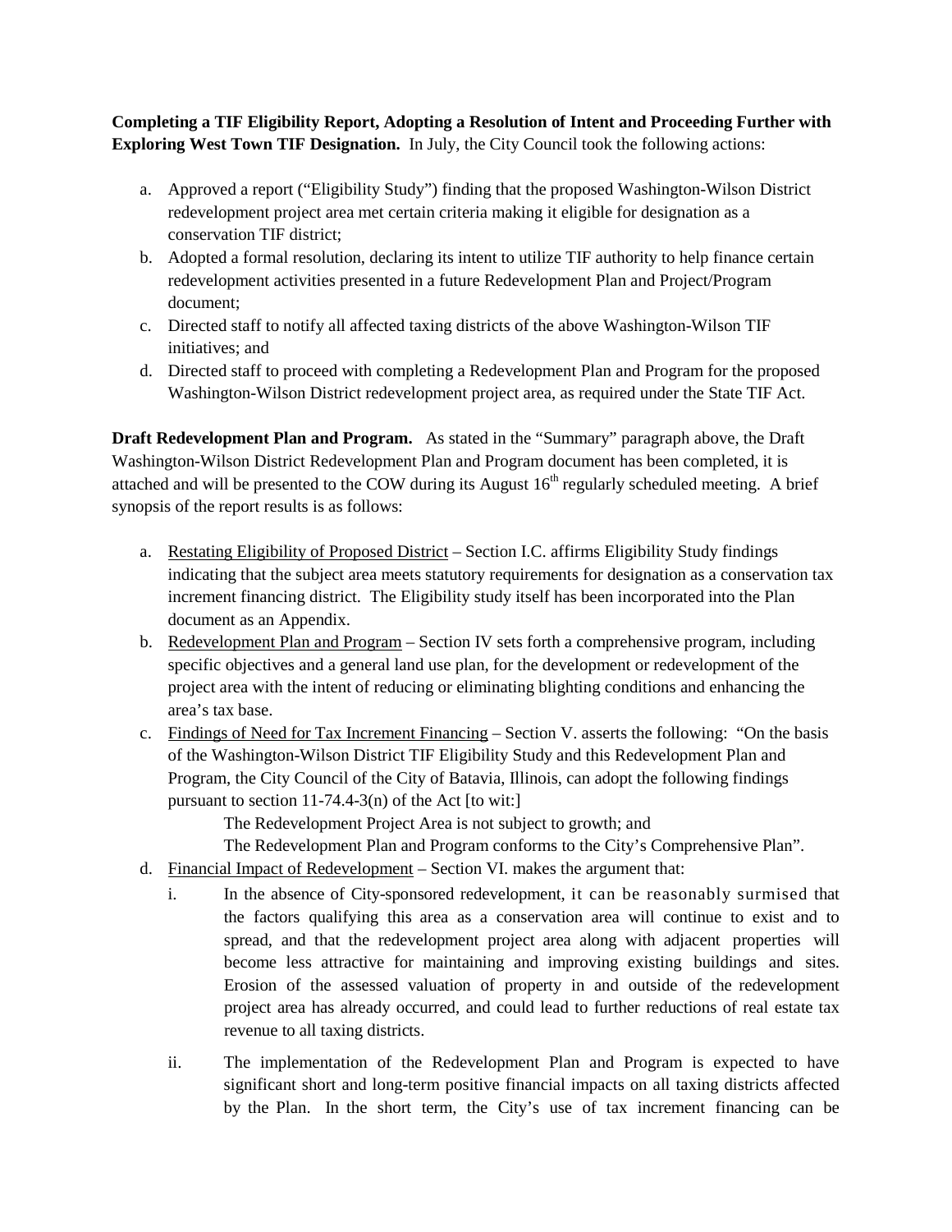**Completing a TIF Eligibility Report, Adopting a Resolution of Intent and Proceeding Further with Exploring West Town TIF Designation.** In July, the City Council took the following actions:

a. Approved a report ("Eligibility Study") finding that the proposed Washington-Wilson District redevelopment project area met certain criteria making it eligible for designation as a conservation TIF district;
b. Adopted a formal resolution, declaring its intent to utilize TIF authority to help finance certain redevelopment activities presented in a future Redevelopment Plan and Project/Program document;
c. Directed staff to notify all affected taxing districts of the above Washington-Wilson TIF initiatives; and
d. Directed staff to proceed with completing a Redevelopment Plan and Program for the proposed Washington-Wilson District redevelopment project area, as required under the State TIF Act.

**Draft Redevelopment Plan and Program.** As stated in the "Summary" paragraph above, the Draft Washington-Wilson District Redevelopment Plan and Program document has been completed, it is attached and will be presented to the COW during its August 16th regularly scheduled meeting. A brief synopsis of the report results is as follows:

a. Restating Eligibility of Proposed District – Section I.C. affirms Eligibility Study findings indicating that the subject area meets statutory requirements for designation as a conservation tax increment financing district. The Eligibility study itself has been incorporated into the Plan document as an Appendix.
b. Redevelopment Plan and Program – Section IV sets forth a comprehensive program, including specific objectives and a general land use plan, for the development or redevelopment of the project area with the intent of reducing or eliminating blighting conditions and enhancing the area's tax base.
c. Findings of Need for Tax Increment Financing – Section V. asserts the following: "On the basis of the Washington-Wilson District TIF Eligibility Study and this Redevelopment Plan and Program, the City Council of the City of Batavia, Illinois, can adopt the following findings pursuant to section 11-74.4-3(n) of the Act [to wit:]

   The Redevelopment Project Area is not subject to growth; and

   The Redevelopment Plan and Program conforms to the City's Comprehensive Plan".
d. Financial Impact of Redevelopment – Section VI. makes the argument that:
   i. In the absence of City-sponsored redevelopment, it can be reasonably surmised that the factors qualifying this area as a conservation area will continue to exist and to spread, and that the redevelopment project area along with adjacent properties will become less attractive for maintaining and improving existing buildings and sites. Erosion of the assessed valuation of property in and outside of the redevelopment project area has already occurred, and could lead to further reductions of real estate tax revenue to all taxing districts.
   ii. The implementation of the Redevelopment Plan and Program is expected to have significant short and long-term positive financial impacts on all taxing districts affected by the Plan. In the short term, the City's use of tax increment financing can be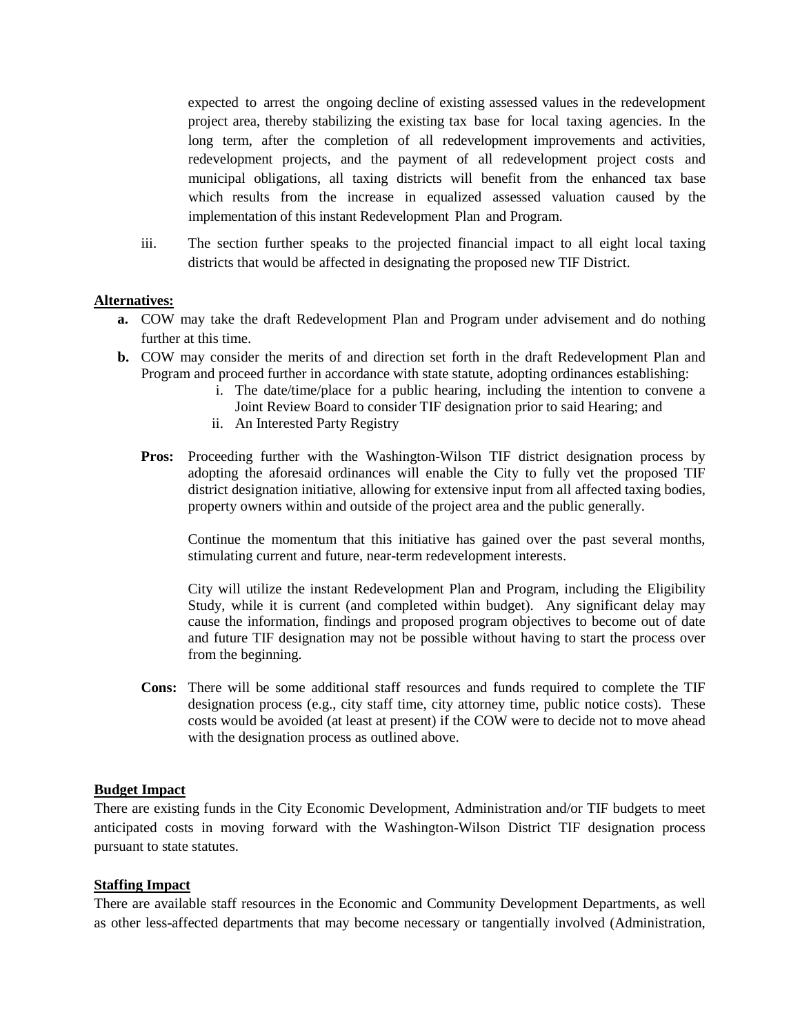expected to arrest the ongoing decline of existing assessed values in the redevelopment project area, thereby stabilizing the existing tax base for local taxing agencies. In the long term, after the completion of all redevelopment improvements and activities, redevelopment projects, and the payment of all redevelopment project costs and municipal obligations, all taxing districts will benefit from the enhanced tax base which results from the increase in equalized assessed valuation caused by the implementation of this instant Redevelopment Plan and Program.

iii. The section further speaks to the projected financial impact to all eight local taxing districts that would be affected in designating the proposed new TIF District.

**Alternatives:**

- **a.** COW may take the draft Redevelopment Plan and Program under advisement and do nothing further at this time.
- **b.** COW may consider the merits of and direction set forth in the draft Redevelopment Plan and Program and proceed further in accordance with state statute, adopting ordinances establishing:
  - i. The date/time/place for a public hearing, including the intention to convene a Joint Review Board to consider TIF designation prior to said Hearing; and
  - ii. An Interested Party Registry

**Pros:** Proceeding further with the Washington-Wilson TIF district designation process by adopting the aforesaid ordinances will enable the City to fully vet the proposed TIF district designation initiative, allowing for extensive input from all affected taxing bodies, property owners within and outside of the project area and the public generally.

Continue the momentum that this initiative has gained over the past several months, stimulating current and future, near-term redevelopment interests.

City will utilize the instant Redevelopment Plan and Program, including the Eligibility Study, while it is current (and completed within budget). Any significant delay may cause the information, findings and proposed program objectives to become out of date and future TIF designation may not be possible without having to start the process over from the beginning.

**Cons:** There will be some additional staff resources and funds required to complete the TIF designation process (e.g., city staff time, city attorney time, public notice costs). These costs would be avoided (at least at present) if the COW were to decide not to move ahead with the designation process as outlined above.

**Budget Impact**

There are existing funds in the City Economic Development, Administration and/or TIF budgets to meet anticipated costs in moving forward with the Washington-Wilson District TIF designation process pursuant to state statutes.

**Staffing Impact**

There are available staff resources in the Economic and Community Development Departments, as well as other less-affected departments that may become necessary or tangentially involved (Administration,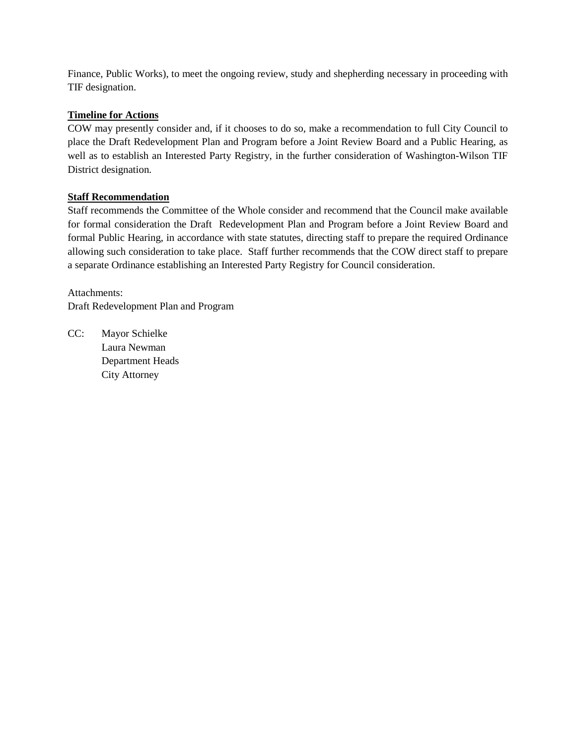Finance, Public Works), to meet the ongoing review, study and shepherding necessary in proceeding with TIF designation.

**Timeline for Actions**

COW may presently consider and, if it chooses to do so, make a recommendation to full City Council to place the Draft Redevelopment Plan and Program before a Joint Review Board and a Public Hearing, as well as to establish an Interested Party Registry, in the further consideration of Washington-Wilson TIF District designation.

**Staff Recommendation**

Staff recommends the Committee of the Whole consider and recommend that the Council make available for formal consideration the Draft Redevelopment Plan and Program before a Joint Review Board and formal Public Hearing, in accordance with state statutes, directing staff to prepare the required Ordinance allowing such consideration to take place. Staff further recommends that the COW direct staff to prepare a separate Ordinance establishing an Interested Party Registry for Council consideration.

Attachments:
Draft Redevelopment Plan and Program

CC: Mayor Schielke
Laura Newman
Department Heads
City Attorney